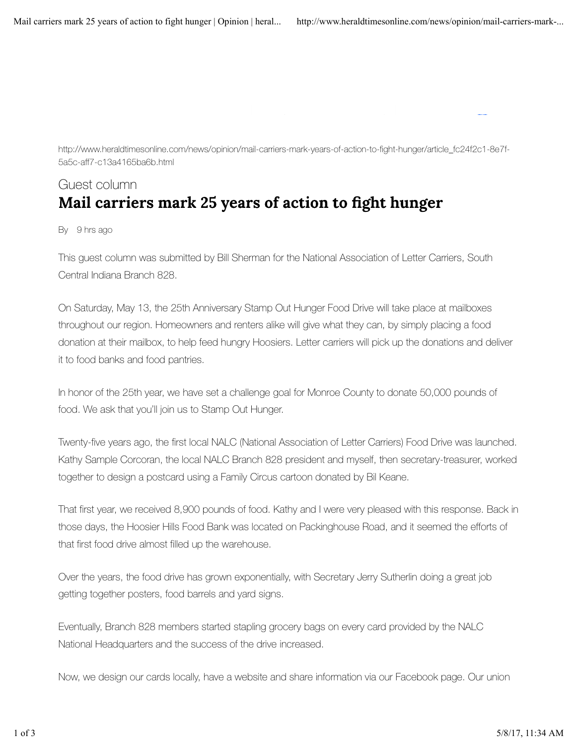http://www.heraldtimesonline.com/news/opinion/mail-carriers-mark-years-of-action-to-fight-hunger/article_fc24f2c1-8e7f-5a5c-aff7-c13a4165ba6b.html

Guest column

# Mail carriers mark 25 years of action to fight hunger

By 9 hrs ago

This guest column was submitted by Bill Sherman for the National Association of Letter Carriers, South Central Indiana Branch 828.

On Saturday, May 13, the 25th Anniversary Stamp Out Hunger Food Drive will take place at mailboxes throughout our region. Homeowners and renters alike will give what they can, by simply placing a food donation at their mailbox, to help feed hungry Hoosiers. Letter carriers will pick up the donations and deliver it to food banks and food pantries.

In honor of the 25th year, we have set a challenge goal for Monroe County to donate 50,000 pounds of food. We ask that you'll join us to Stamp Out Hunger.

Twenty-five years ago, the first local NALC (National Association of Letter Carriers) Food Drive was launched. Kathy Sample Corcoran, the local NALC Branch 828 president and myself, then secretary-treasurer, worked together to design a postcard using a Family Circus cartoon donated by Bil Keane.

That first year, we received 8,900 pounds of food. Kathy and I were very pleased with this response. Back in those days, the Hoosier Hills Food Bank was located on Packinghouse Road, and it seemed the efforts of that first food drive almost filled up the warehouse.

Over the years, the food drive has grown exponentially, with Secretary Jerry Sutherlin doing a great job getting together posters, food barrels and yard signs.

Eventually, Branch 828 members started stapling grocery bags on every card provided by the NALC National Headquarters and the success of the drive increased.

Now, we design our cards locally, have a website and share information via our Facebook page. Our union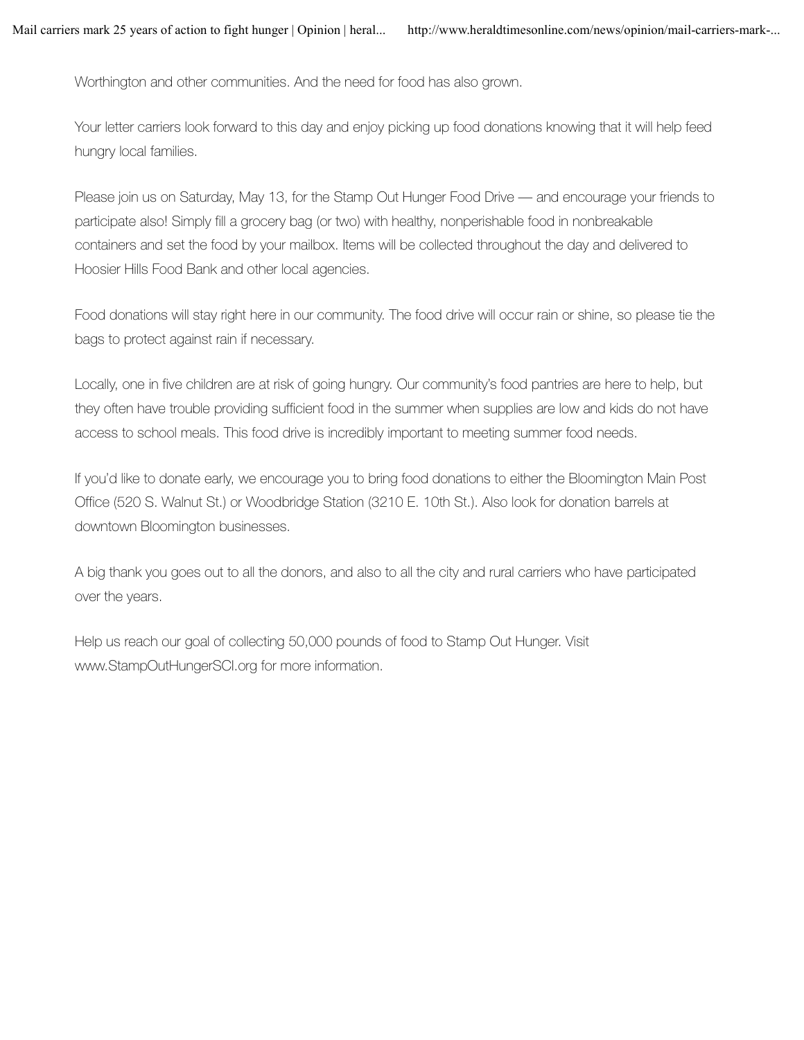Worthington and other communities. And the need for food has also grown.

Your letter carriers look forward to this day and enjoy picking up food donations knowing that it will help feed hungry local families.

Please join us on Saturday, May 13, for the Stamp Out Hunger Food Drive — and encourage your friends to participate also! Simply fill a grocery bag (or two) with healthy, nonperishable food in nonbreakable containers and set the food by your mailbox. Items will be collected throughout the day and delivered to Hoosier Hills Food Bank and other local agencies.

Food donations will stay right here in our community. The food drive will occur rain or shine, so please tie the bags to protect against rain if necessary.

Locally, one in five children are at risk of going hungry. Our community's food pantries are here to help, but they often have trouble providing sufficient food in the summer when supplies are low and kids do not have access to school meals. This food drive is incredibly important to meeting summer food needs.

If you'd like to donate early, we encourage you to bring food donations to either the Bloomington Main Post Office (520 S. Walnut St.) or Woodbridge Station (3210 E. 10th St.). Also look for donation barrels at downtown Bloomington businesses.

A big thank you goes out to all the donors, and also to all the city and rural carriers who have participated over the years.

Help us reach our goal of collecting 50,000 pounds of food to Stamp Out Hunger. Visit www.StampOutHungerSCI.org for more information.